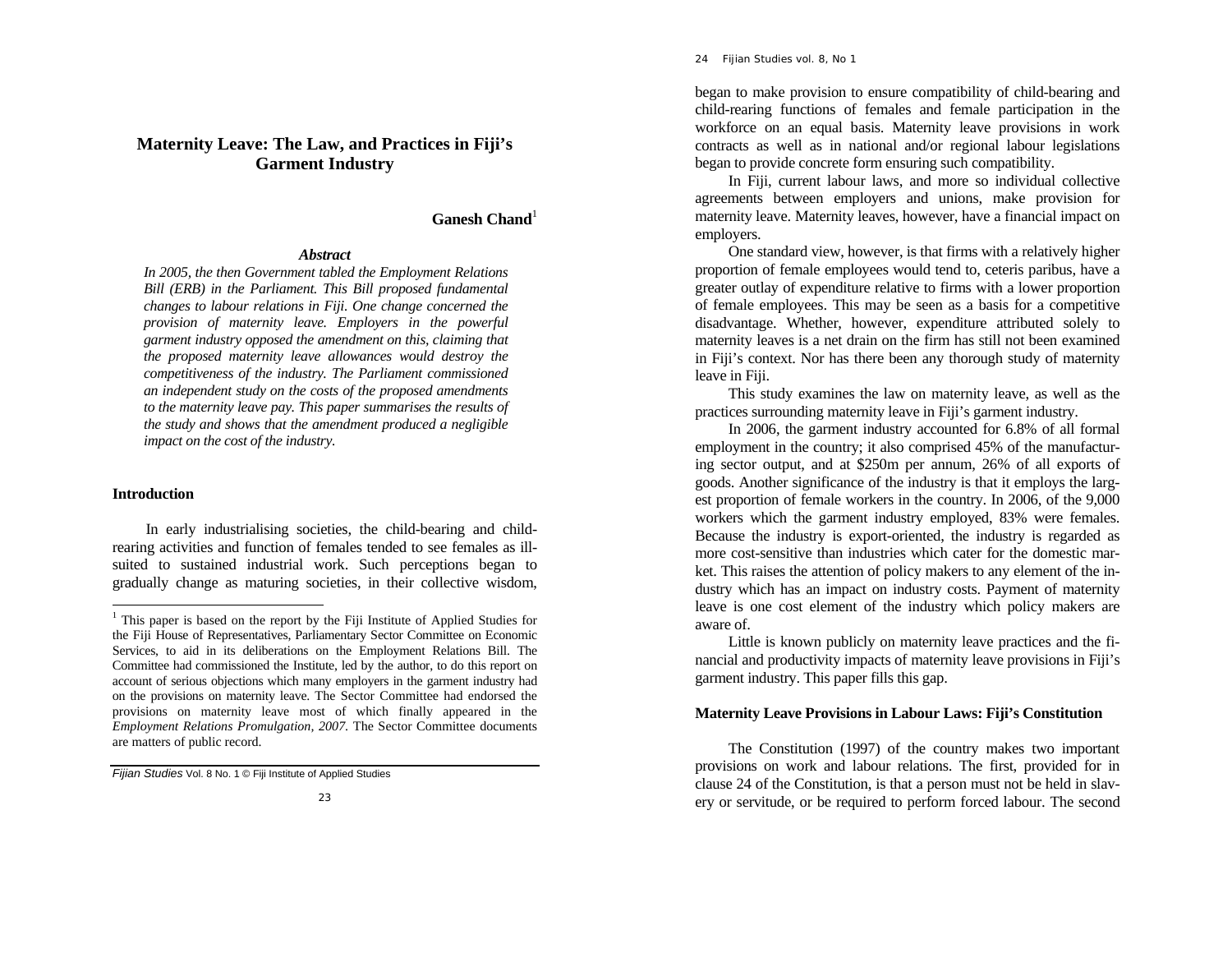# Maternity Leave: The Law, and Practices in Fiji's Garment Industry

**Ganesh Chand**[1]

***Abstract***

*In 2005, the then Government tabled the Employment Relations Bill (ERB) in the Parliament. This Bill proposed fundamental changes to labour relations in Fiji. One change concerned the provision of maternity leave. Employers in the powerful garment industry opposed the amendment on this, claiming that the proposed maternity leave allowances would destroy the competitiveness of the industry. The Parliament commissioned an independent study on the costs of the proposed amendments to the maternity leave pay. This paper summarises the results of the study and shows that the amendment produced a negligible impact on the cost of the industry.*

## Introduction

In early industrialising societies, the child-bearing and child-rearing activities and function of females tended to see females as ill-suited to sustained industrial work. Such perceptions began to gradually change as maturing societies, in their collective wisdom, began to make provision to ensure compatibility of child-bearing and child-rearing functions of females and female participation in the workforce on an equal basis. Maternity leave provisions in work contracts as well as in national and/or regional labour legislations began to provide concrete form ensuring such compatibility.

In Fiji, current labour laws, and more so individual collective agreements between employers and unions, make provision for maternity leave. Maternity leaves, however, have a financial impact on employers.

One standard view, however, is that firms with a relatively higher proportion of female employees would tend to, ceteris paribus, have a greater outlay of expenditure relative to firms with a lower proportion of female employees. This may be seen as a basis for a competitive disadvantage. Whether, however, expenditure attributed solely to maternity leaves is a net drain on the firm has still not been examined in Fiji's context. Nor has there been any thorough study of maternity leave in Fiji.

This study examines the law on maternity leave, as well as the practices surrounding maternity leave in Fiji's garment industry.

In 2006, the garment industry accounted for 6.8% of all formal employment in the country; it also comprised 45% of the manufacturing sector output, and at $250m per annum, 26% of all exports of goods. Another significance of the industry is that it employs the largest proportion of female workers in the country. In 2006, of the 9,000 workers which the garment industry employed, 83% were females. Because the industry is export-oriented, the industry is regarded as more cost-sensitive than industries which cater for the domestic market. This raises the attention of policy makers to any element of the industry which has an impact on industry costs. Payment of maternity leave is one cost element of the industry which policy makers are aware of.

Little is known publicly on maternity leave practices and the financial and productivity impacts of maternity leave provisions in Fiji's garment industry. This paper fills this gap.

## Maternity Leave Provisions in Labour Laws: Fiji's Constitution

The Constitution (1997) of the country makes two important provisions on work and labour relations. The first, provided for in clause 24 of the Constitution, is that a person must not be held in slavery or servitude, or be required to perform forced labour. The second

---

[1] This paper is based on the report by the Fiji Institute of Applied Studies for the Fiji House of Representatives, Parliamentary Sector Committee on Economic Services, to aid in its deliberations on the Employment Relations Bill. The Committee had commissioned the Institute, led by the author, to do this report on account of serious objections which many employers in the garment industry had on the provisions on maternity leave. The Sector Committee had endorsed the provisions on maternity leave most of which finally appeared in the *Employment Relations Promulgation, 2007*. The Sector Committee documents are matters of public record.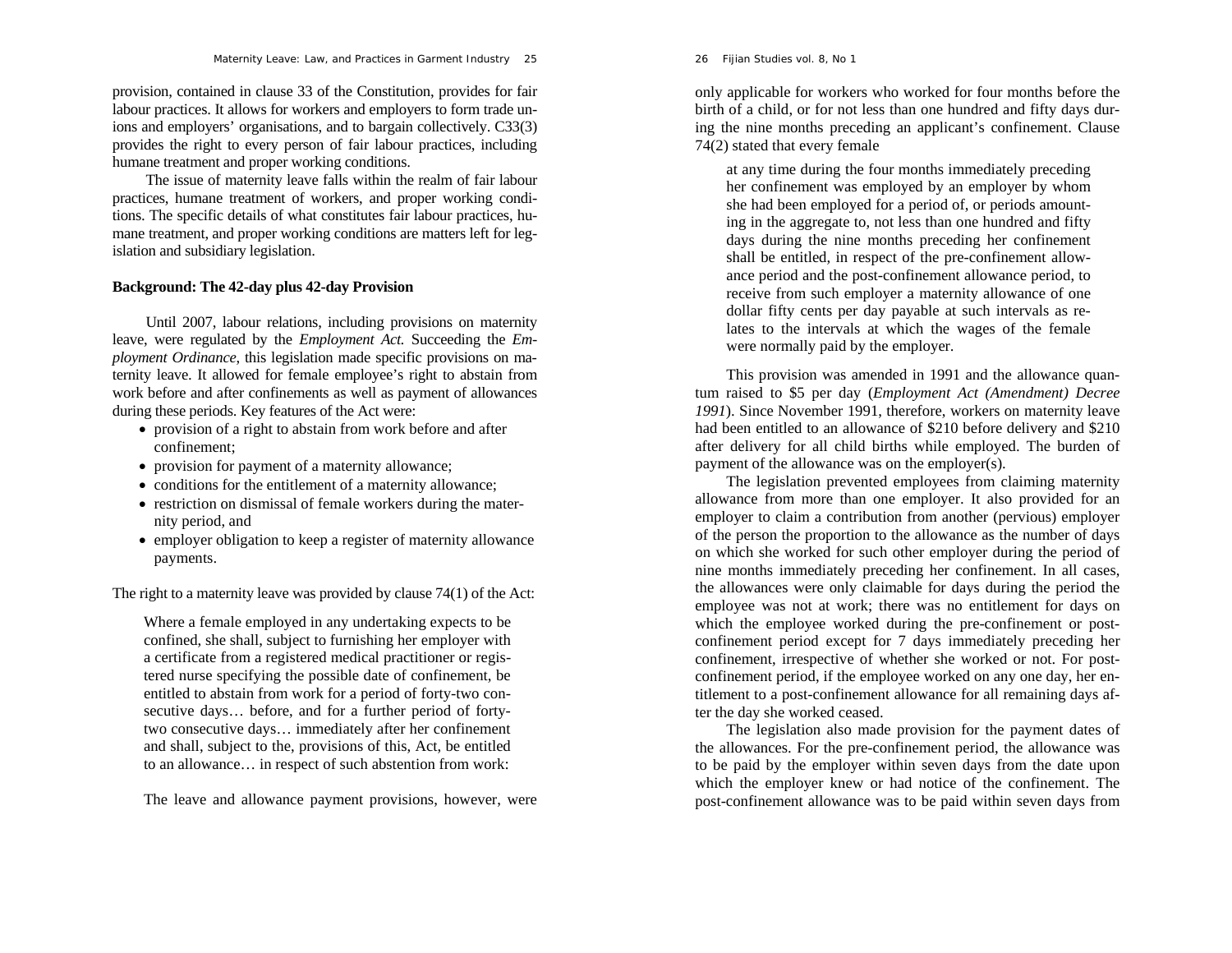provision, contained in clause 33 of the Constitution, provides for fair labour practices. It allows for workers and employers to form trade unions and employers' organisations, and to bargain collectively. C33(3) provides the right to every person of fair labour practices, including humane treatment and proper working conditions.

The issue of maternity leave falls within the realm of fair labour practices, humane treatment of workers, and proper working conditions. The specific details of what constitutes fair labour practices, humane treatment, and proper working conditions are matters left for legislation and subsidiary legislation.

## Background: The 42-day plus 42-day Provision

Until 2007, labour relations, including provisions on maternity leave, were regulated by the *Employment Act*. Succeeding the *Employment Ordinance*, this legislation made specific provisions on maternity leave. It allowed for female employee's right to abstain from work before and after confinements as well as payment of allowances during these periods. Key features of the Act were:

- provision of a right to abstain from work before and after confinement;
- provision for payment of a maternity allowance;
- conditions for the entitlement of a maternity allowance;
- restriction on dismissal of female workers during the maternity period, and
- employer obligation to keep a register of maternity allowance payments.

The right to a maternity leave was provided by clause 74(1) of the Act:

> Where a female employed in any undertaking expects to be confined, she shall, subject to furnishing her employer with a certificate from a registered medical practitioner or registered nurse specifying the possible date of confinement, be entitled to abstain from work for a period of forty-two consecutive days… before, and for a further period of forty-two consecutive days… immediately after her confinement and shall, subject to the, provisions of this, Act, be entitled to an allowance… in respect of such abstention from work:

The leave and allowance payment provisions, however, were only applicable for workers who worked for four months before the birth of a child, or for not less than one hundred and fifty days during the nine months preceding an applicant's confinement. Clause 74(2) stated that every female

> at any time during the four months immediately preceding her confinement was employed by an employer by whom she had been employed for a period of, or periods amounting in the aggregate to, not less than one hundred and fifty days during the nine months preceding her confinement shall be entitled, in respect of the pre-confinement allowance period and the post-confinement allowance period, to receive from such employer a maternity allowance of one dollar fifty cents per day payable at such intervals as relates to the intervals at which the wages of the female were normally paid by the employer.

This provision was amended in 1991 and the allowance quantum raised to \$5 per day (*Employment Act (Amendment) Decree 1991*). Since November 1991, therefore, workers on maternity leave had been entitled to an allowance of \$210 before delivery and \$210 after delivery for all child births while employed. The burden of payment of the allowance was on the employer(s).

The legislation prevented employees from claiming maternity allowance from more than one employer. It also provided for an employer to claim a contribution from another (pervious) employer of the person the proportion to the allowance as the number of days on which she worked for such other employer during the period of nine months immediately preceding her confinement. In all cases, the allowances were only claimable for days during the period the employee was not at work; there was no entitlement for days on which the employee worked during the pre-confinement or post-confinement period except for 7 days immediately preceding her confinement, irrespective of whether she worked or not. For post-confinement period, if the employee worked on any one day, her entitlement to a post-confinement allowance for all remaining days after the day she worked ceased.

The legislation also made provision for the payment dates of the allowances. For the pre-confinement period, the allowance was to be paid by the employer within seven days from the date upon which the employer knew or had notice of the confinement. The post-confinement allowance was to be paid within seven days from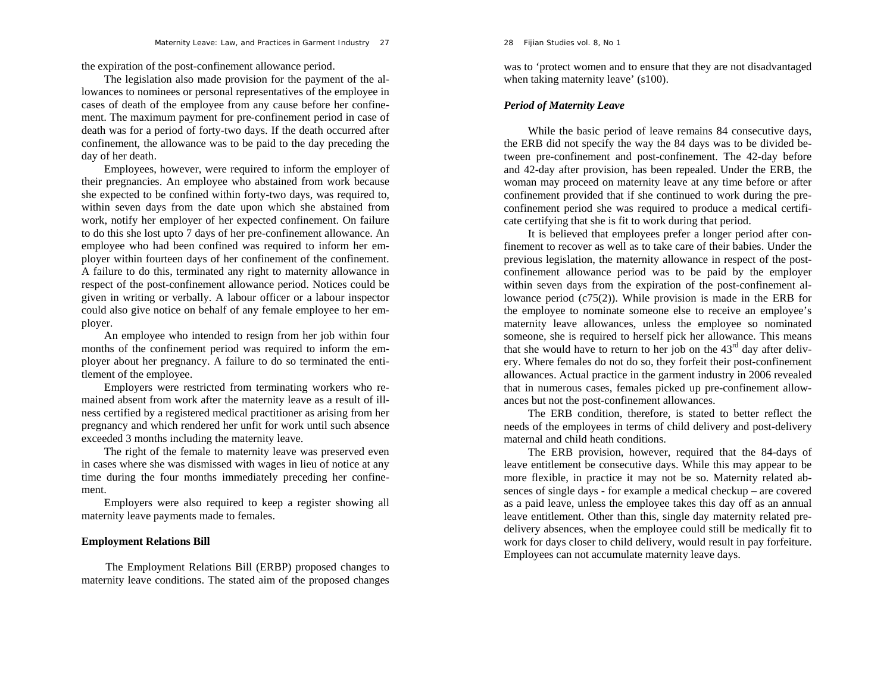the expiration of the post-confinement allowance period.

The legislation also made provision for the payment of the allowances to nominees or personal representatives of the employee in cases of death of the employee from any cause before her confinement. The maximum payment for pre-confinement period in case of death was for a period of forty-two days. If the death occurred after confinement, the allowance was to be paid to the day preceding the day of her death.

Employees, however, were required to inform the employer of their pregnancies. An employee who abstained from work because she expected to be confined within forty-two days, was required to, within seven days from the date upon which she abstained from work, notify her employer of her expected confinement. On failure to do this she lost upto 7 days of her pre-confinement allowance. An employee who had been confined was required to inform her employer within fourteen days of her confinement of the confinement. A failure to do this, terminated any right to maternity allowance in respect of the post-confinement allowance period. Notices could be given in writing or verbally. A labour officer or a labour inspector could also give notice on behalf of any female employee to her employer.

An employee who intended to resign from her job within four months of the confinement period was required to inform the employer about her pregnancy. A failure to do so terminated the entitlement of the employee.

Employers were restricted from terminating workers who remained absent from work after the maternity leave as a result of illness certified by a registered medical practitioner as arising from her pregnancy and which rendered her unfit for work until such absence exceeded 3 months including the maternity leave.

The right of the female to maternity leave was preserved even in cases where she was dismissed with wages in lieu of notice at any time during the four months immediately preceding her confinement.

Employers were also required to keep a register showing all maternity leave payments made to females.

**Employment Relations Bill**

The Employment Relations Bill (ERBP) proposed changes to maternity leave conditions. The stated aim of the proposed changes was to 'protect women and to ensure that they are not disadvantaged when taking maternity leave' (s100).

***Period of Maternity Leave***

While the basic period of leave remains 84 consecutive days, the ERB did not specify the way the 84 days was to be divided between pre-confinement and post-confinement. The 42-day before and 42-day after provision, has been repealed. Under the ERB, the woman may proceed on maternity leave at any time before or after confinement provided that if she continued to work during the pre-confinement period she was required to produce a medical certificate certifying that she is fit to work during that period.

It is believed that employees prefer a longer period after confinement to recover as well as to take care of their babies. Under the previous legislation, the maternity allowance in respect of the post-confinement allowance period was to be paid by the employer within seven days from the expiration of the post-confinement allowance period (c75(2)). While provision is made in the ERB for the employee to nominate someone else to receive an employee's maternity leave allowances, unless the employee so nominated someone, she is required to herself pick her allowance. This means that she would have to return to her job on the 43rd day after delivery. Where females do not do so, they forfeit their post-confinement allowances. Actual practice in the garment industry in 2006 revealed that in numerous cases, females picked up pre-confinement allowances but not the post-confinement allowances.

The ERB condition, therefore, is stated to better reflect the needs of the employees in terms of child delivery and post-delivery maternal and child heath conditions.

The ERB provision, however, required that the 84-days of leave entitlement be consecutive days. While this may appear to be more flexible, in practice it may not be so. Maternity related absences of single days - for example a medical checkup – are covered as a paid leave, unless the employee takes this day off as an annual leave entitlement. Other than this, single day maternity related pre-delivery absences, when the employee could still be medically fit to work for days closer to child delivery, would result in pay forfeiture. Employees can not accumulate maternity leave days.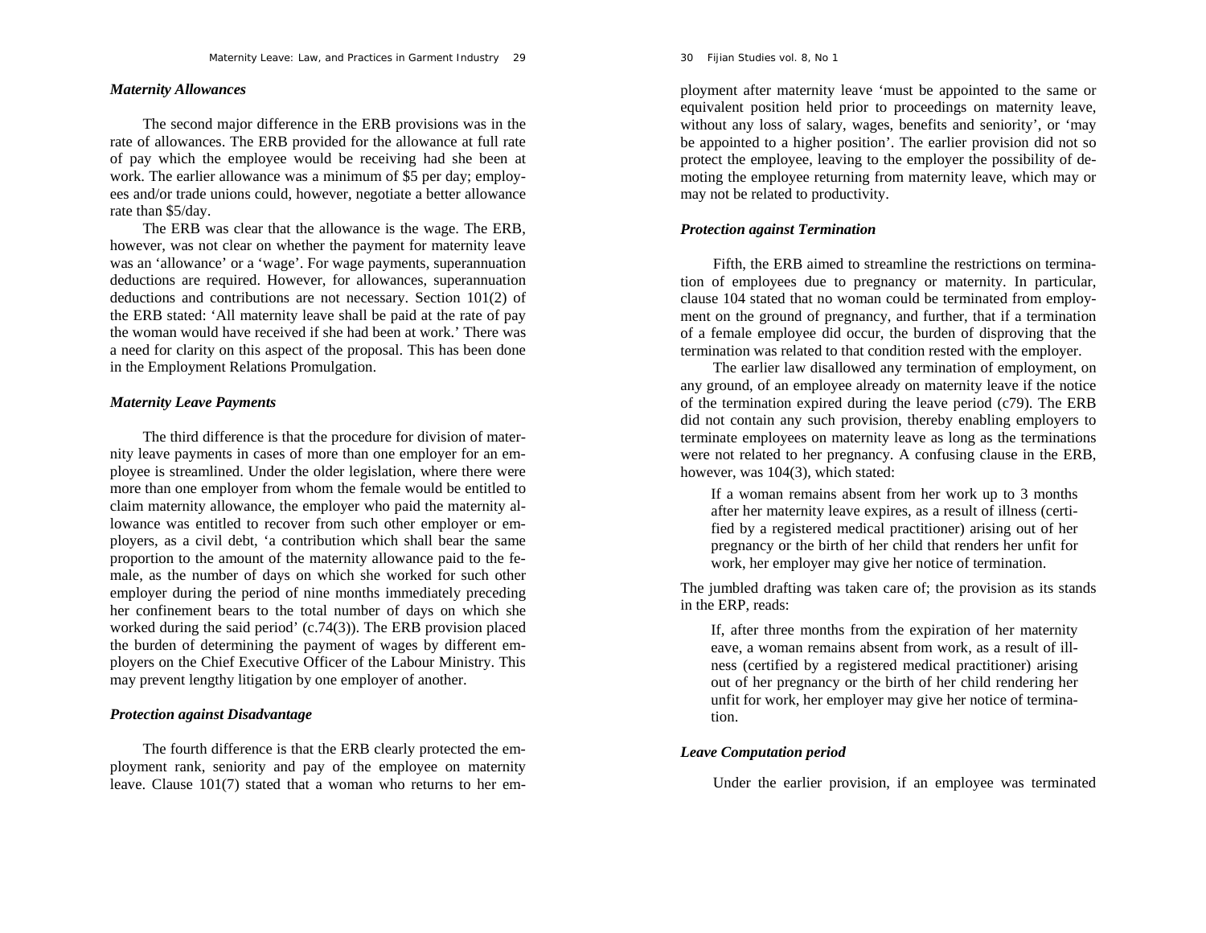### *Maternity Allowances*

The second major difference in the ERB provisions was in the rate of allowances. The ERB provided for the allowance at full rate of pay which the employee would be receiving had she been at work. The earlier allowance was a minimum of $5 per day; employees and/or trade unions could, however, negotiate a better allowance rate than $5/day.

The ERB was clear that the allowance is the wage. The ERB, however, was not clear on whether the payment for maternity leave was an 'allowance' or a 'wage'. For wage payments, superannuation deductions are required. However, for allowances, superannuation deductions and contributions are not necessary. Section 101(2) of the ERB stated: 'All maternity leave shall be paid at the rate of pay the woman would have received if she had been at work.' There was a need for clarity on this aspect of the proposal. This has been done in the Employment Relations Promulgation.

### *Maternity Leave Payments*

The third difference is that the procedure for division of maternity leave payments in cases of more than one employer for an employee is streamlined. Under the older legislation, where there were more than one employer from whom the female would be entitled to claim maternity allowance, the employer who paid the maternity allowance was entitled to recover from such other employer or employers, as a civil debt, 'a contribution which shall bear the same proportion to the amount of the maternity allowance paid to the female, as the number of days on which she worked for such other employer during the period of nine months immediately preceding her confinement bears to the total number of days on which she worked during the said period' (c.74(3)). The ERB provision placed the burden of determining the payment of wages by different employers on the Chief Executive Officer of the Labour Ministry. This may prevent lengthy litigation by one employer of another.

### *Protection against Disadvantage*

The fourth difference is that the ERB clearly protected the employment rank, seniority and pay of the employee on maternity leave. Clause 101(7) stated that a woman who returns to her employment after maternity leave 'must be appointed to the same or equivalent position held prior to proceedings on maternity leave, without any loss of salary, wages, benefits and seniority', or 'may be appointed to a higher position'. The earlier provision did not so protect the employee, leaving to the employer the possibility of demoting the employee returning from maternity leave, which may or may not be related to productivity.

### *Protection against Termination*

Fifth, the ERB aimed to streamline the restrictions on termination of employees due to pregnancy or maternity. In particular, clause 104 stated that no woman could be terminated from employment on the ground of pregnancy, and further, that if a termination of a female employee did occur, the burden of disproving that the termination was related to that condition rested with the employer.

The earlier law disallowed any termination of employment, on any ground, of an employee already on maternity leave if the notice of the termination expired during the leave period (c79). The ERB did not contain any such provision, thereby enabling employers to terminate employees on maternity leave as long as the terminations were not related to her pregnancy. A confusing clause in the ERB, however, was 104(3), which stated:

> If a woman remains absent from her work up to 3 months after her maternity leave expires, as a result of illness (certified by a registered medical practitioner) arising out of her pregnancy or the birth of her child that renders her unfit for work, her employer may give her notice of termination.

The jumbled drafting was taken care of; the provision as its stands in the ERP, reads:

> If, after three months from the expiration of her maternity eave, a woman remains absent from work, as a result of illness (certified by a registered medical practitioner) arising out of her pregnancy or the birth of her child rendering her unfit for work, her employer may give her notice of termination.

### *Leave Computation period*

Under the earlier provision, if an employee was terminated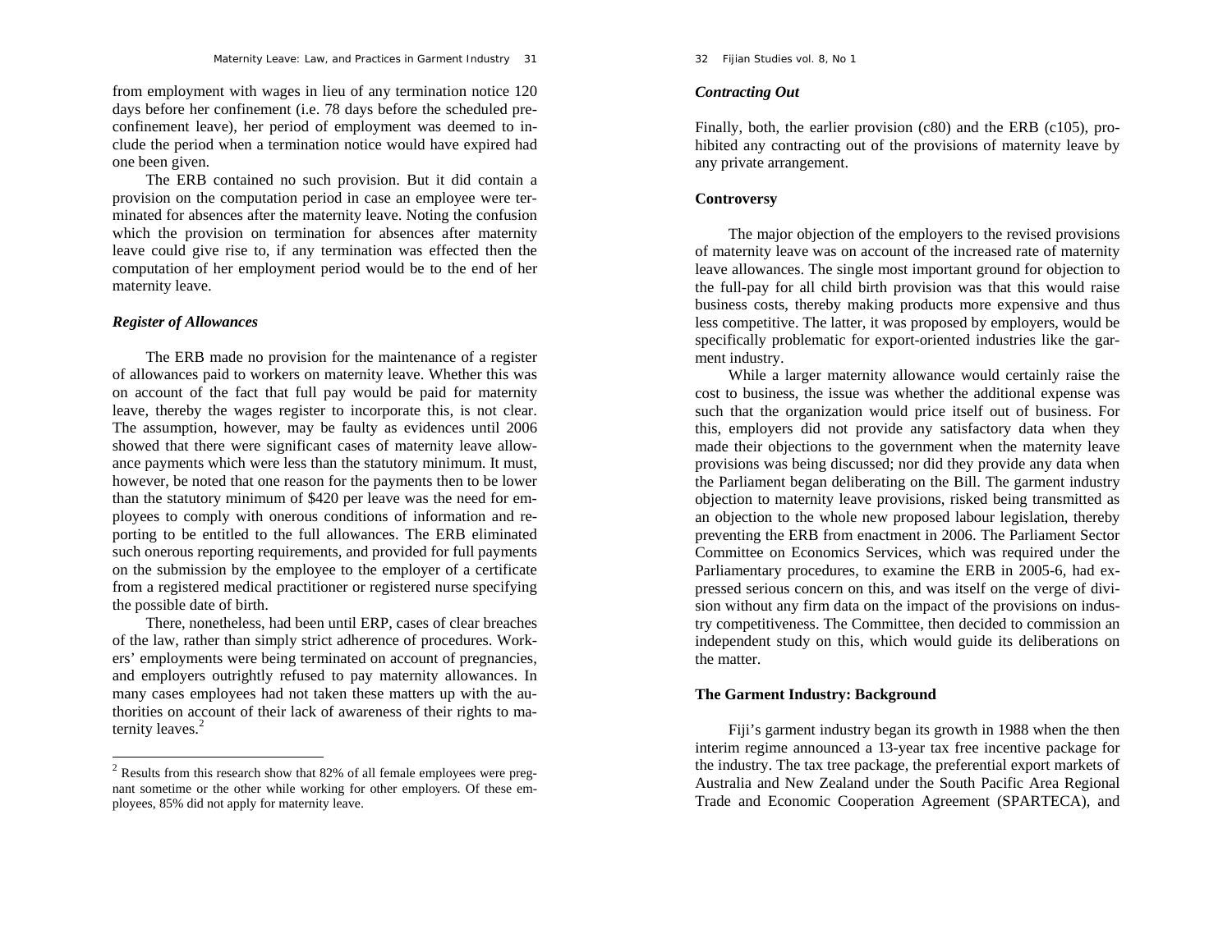from employment with wages in lieu of any termination notice 120 days before her confinement (i.e. 78 days before the scheduled pre-confinement leave), her period of employment was deemed to include the period when a termination notice would have expired had one been given.

The ERB contained no such provision. But it did contain a provision on the computation period in case an employee were terminated for absences after the maternity leave. Noting the confusion which the provision on termination for absences after maternity leave could give rise to, if any termination was effected then the computation of her employment period would be to the end of her maternity leave.

### *Register of Allowances*

The ERB made no provision for the maintenance of a register of allowances paid to workers on maternity leave. Whether this was on account of the fact that full pay would be paid for maternity leave, thereby the wages register to incorporate this, is not clear. The assumption, however, may be faulty as evidences until 2006 showed that there were significant cases of maternity leave allowance payments which were less than the statutory minimum. It must, however, be noted that one reason for the payments then to be lower than the statutory minimum of $420 per leave was the need for employees to comply with onerous conditions of information and reporting to be entitled to the full allowances. The ERB eliminated such onerous reporting requirements, and provided for full payments on the submission by the employee to the employer of a certificate from a registered medical practitioner or registered nurse specifying the possible date of birth.

There, nonetheless, had been until ERP, cases of clear breaches of the law, rather than simply strict adherence of procedures. Workers' employments were being terminated on account of pregnancies, and employers outrightly refused to pay maternity allowances. In many cases employees had not taken these matters up with the authorities on account of their lack of awareness of their rights to maternity leaves.[2]

[2] Results from this research show that 82% of all female employees were pregnant sometime or the other while working for other employers. Of these employees, 85% did not apply for maternity leave.

### *Contracting Out*

Finally, both, the earlier provision (c80) and the ERB (c105), prohibited any contracting out of the provisions of maternity leave by any private arrangement.

## **Controversy**

The major objection of the employers to the revised provisions of maternity leave was on account of the increased rate of maternity leave allowances. The single most important ground for objection to the full-pay for all child birth provision was that this would raise business costs, thereby making products more expensive and thus less competitive. The latter, it was proposed by employers, would be specifically problematic for export-oriented industries like the garment industry.

While a larger maternity allowance would certainly raise the cost to business, the issue was whether the additional expense was such that the organization would price itself out of business. For this, employers did not provide any satisfactory data when they made their objections to the government when the maternity leave provisions was being discussed; nor did they provide any data when the Parliament began deliberating on the Bill. The garment industry objection to maternity leave provisions, risked being transmitted as an objection to the whole new proposed labour legislation, thereby preventing the ERB from enactment in 2006. The Parliament Sector Committee on Economics Services, which was required under the Parliamentary procedures, to examine the ERB in 2005-6, had expressed serious concern on this, and was itself on the verge of division without any firm data on the impact of the provisions on industry competitiveness. The Committee, then decided to commission an independent study on this, which would guide its deliberations on the matter.

## **The Garment Industry: Background**

Fiji's garment industry began its growth in 1988 when the then interim regime announced a 13-year tax free incentive package for the industry. The tax tree package, the preferential export markets of Australia and New Zealand under the South Pacific Area Regional Trade and Economic Cooperation Agreement (SPARTECA), and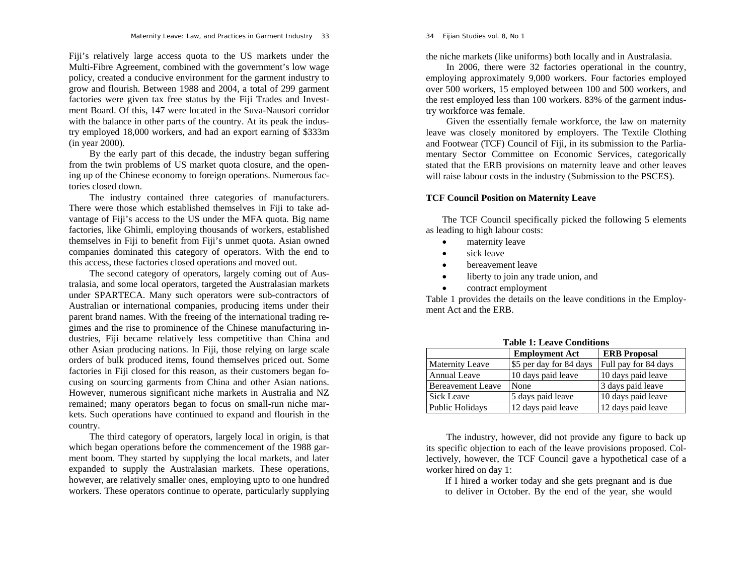Fiji's relatively large access quota to the US markets under the Multi-Fibre Agreement, combined with the government's low wage policy, created a conducive environment for the garment industry to grow and flourish. Between 1988 and 2004, a total of 299 garment factories were given tax free status by the Fiji Trades and Investment Board. Of this, 147 were located in the Suva-Nausori corridor with the balance in other parts of the country. At its peak the industry employed 18,000 workers, and had an export earning of \$333m (in year 2000).

By the early part of this decade, the industry began suffering from the twin problems of US market quota closure, and the opening up of the Chinese economy to foreign operations. Numerous factories closed down.

The industry contained three categories of manufacturers. There were those which established themselves in Fiji to take advantage of Fiji's access to the US under the MFA quota. Big name factories, like Ghimli, employing thousands of workers, established themselves in Fiji to benefit from Fiji's unmet quota. Asian owned companies dominated this category of operators. With the end to this access, these factories closed operations and moved out.

The second category of operators, largely coming out of Australasia, and some local operators, targeted the Australasian markets under SPARTECA. Many such operators were sub-contractors of Australian or international companies, producing items under their parent brand names. With the freeing of the international trading regimes and the rise to prominence of the Chinese manufacturing industries, Fiji became relatively less competitive than China and other Asian producing nations. In Fiji, those relying on large scale orders of bulk produced items, found themselves priced out. Some factories in Fiji closed for this reason, as their customers began focusing on sourcing garments from China and other Asian nations. However, numerous significant niche markets in Australia and NZ remained; many operators began to focus on small-run niche markets. Such operations have continued to expand and flourish in the country.

The third category of operators, largely local in origin, is that which began operations before the commencement of the 1988 garment boom. They started by supplying the local markets, and later expanded to supply the Australasian markets. These operations, however, are relatively smaller ones, employing upto to one hundred workers. These operators continue to operate, particularly supplying the niche markets (like uniforms) both locally and in Australasia.

In 2006, there were 32 factories operational in the country, employing approximately 9,000 workers. Four factories employed over 500 workers, 15 employed between 100 and 500 workers, and the rest employed less than 100 workers. 83% of the garment industry workforce was female.

Given the essentially female workforce, the law on maternity leave was closely monitored by employers. The Textile Clothing and Footwear (TCF) Council of Fiji, in its submission to the Parliamentary Sector Committee on Economic Services, categorically stated that the ERB provisions on maternity leave and other leaves will raise labour costs in the industry (Submission to the PSCES).

**TCF Council Position on Maternity Leave**

The TCF Council specifically picked the following 5 elements as leading to high labour costs:

- maternity leave
- sick leave
- bereavement leave
- liberty to join any trade union, and
- contract employment

Table 1 provides the details on the leave conditions in the Employment Act and the ERB.

**Table 1: Leave Conditions**

| | Employment Act | ERB Proposal |
|---|---|---|
| Maternity Leave | \$5 per day for 84 days | Full pay for 84 days |
| Annual Leave | 10 days paid leave | 10 days paid leave |
| Bereavement Leave | None | 3 days paid leave |
| Sick Leave | 5 days paid leave | 10 days paid leave |
| Public Holidays | 12 days paid leave | 12 days paid leave |

The industry, however, did not provide any figure to back up its specific objection to each of the leave provisions proposed. Collectively, however, the TCF Council gave a hypothetical case of a worker hired on day 1:

> If I hired a worker today and she gets pregnant and is due to deliver in October. By the end of the year, she would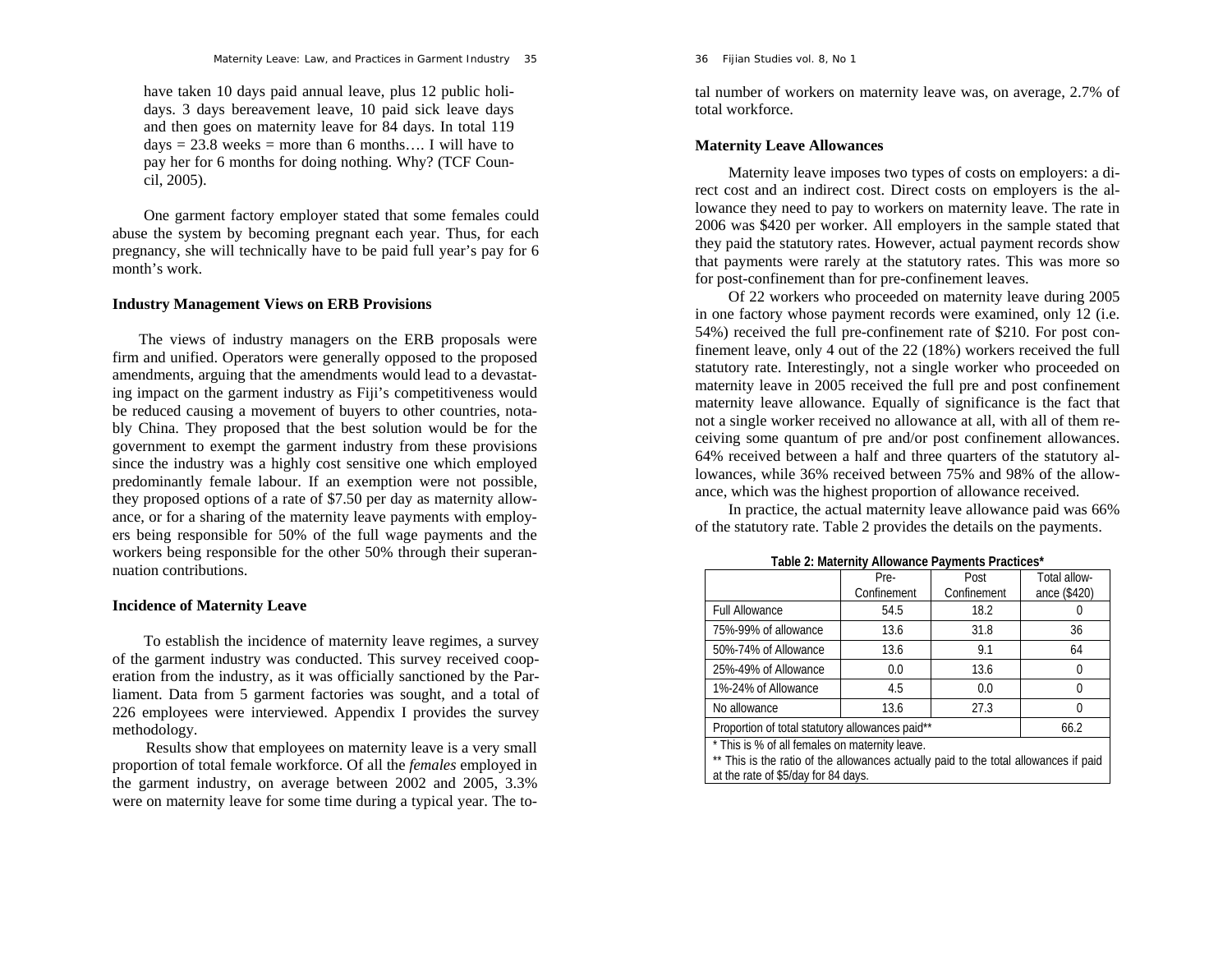have taken 10 days paid annual leave, plus 12 public holidays. 3 days bereavement leave, 10 paid sick leave days and then goes on maternity leave for 84 days. In total 119 days = 23.8 weeks = more than 6 months…. I will have to pay her for 6 months for doing nothing. Why? (TCF Council, 2005).

One garment factory employer stated that some females could abuse the system by becoming pregnant each year. Thus, for each pregnancy, she will technically have to be paid full year's pay for 6 month's work.

### Industry Management Views on ERB Provisions

The views of industry managers on the ERB proposals were firm and unified. Operators were generally opposed to the proposed amendments, arguing that the amendments would lead to a devastating impact on the garment industry as Fiji's competitiveness would be reduced causing a movement of buyers to other countries, notably China. They proposed that the best solution would be for the government to exempt the garment industry from these provisions since the industry was a highly cost sensitive one which employed predominantly female labour. If an exemption were not possible, they proposed options of a rate of $7.50 per day as maternity allowance, or for a sharing of the maternity leave payments with employers being responsible for 50% of the full wage payments and the workers being responsible for the other 50% through their superannuation contributions.

### Incidence of Maternity Leave

To establish the incidence of maternity leave regimes, a survey of the garment industry was conducted. This survey received cooperation from the industry, as it was officially sanctioned by the Parliament. Data from 5 garment factories was sought, and a total of 226 employees were interviewed. Appendix I provides the survey methodology.

Results show that employees on maternity leave is a very small proportion of total female workforce. Of all the *females* employed in the garment industry, on average between 2002 and 2005, 3.3% were on maternity leave for some time during a typical year. The total number of workers on maternity leave was, on average, 2.7% of total workforce.

### Maternity Leave Allowances

Maternity leave imposes two types of costs on employers: a direct cost and an indirect cost. Direct costs on employers is the allowance they need to pay to workers on maternity leave. The rate in 2006 was $420 per worker. All employers in the sample stated that they paid the statutory rates. However, actual payment records show that payments were rarely at the statutory rates. This was more so for post-confinement than for pre-confinement leaves.

Of 22 workers who proceeded on maternity leave during 2005 in one factory whose payment records were examined, only 12 (i.e. 54%) received the full pre-confinement rate of $210. For post confinement leave, only 4 out of the 22 (18%) workers received the full statutory rate. Interestingly, not a single worker who proceeded on maternity leave in 2005 received the full pre and post confinement maternity leave allowance. Equally of significance is the fact that not a single worker received no allowance at all, with all of them receiving some quantum of pre and/or post confinement allowances. 64% received between a half and three quarters of the statutory allowances, while 36% received between 75% and 98% of the allowance, which was the highest proportion of allowance received.

In practice, the actual maternity leave allowance paid was 66% of the statutory rate. Table 2 provides the details on the payments.

**Table 2: Maternity Allowance Payments Practices***

| | Pre-Confinement | Post Confinement | Total allowance ($420) |
|---|---|---|---|
| Full Allowance | 54.5 | 18.2 | 0 |
| 75%-99% of allowance | 13.6 | 31.8 | 36 |
| 50%-74% of Allowance | 13.6 | 9.1 | 64 |
| 25%-49% of Allowance | 0.0 | 13.6 | 0 |
| 1%-24% of Allowance | 4.5 | 0.0 | 0 |
| No allowance | 13.6 | 27.3 | 0 |
| Proportion of total statutory allowances paid** | | | 66.2 |

\* This is % of all females on maternity leave.

\*\* This is the ratio of the allowances actually paid to the total allowances if paid at the rate of $5/day for 84 days.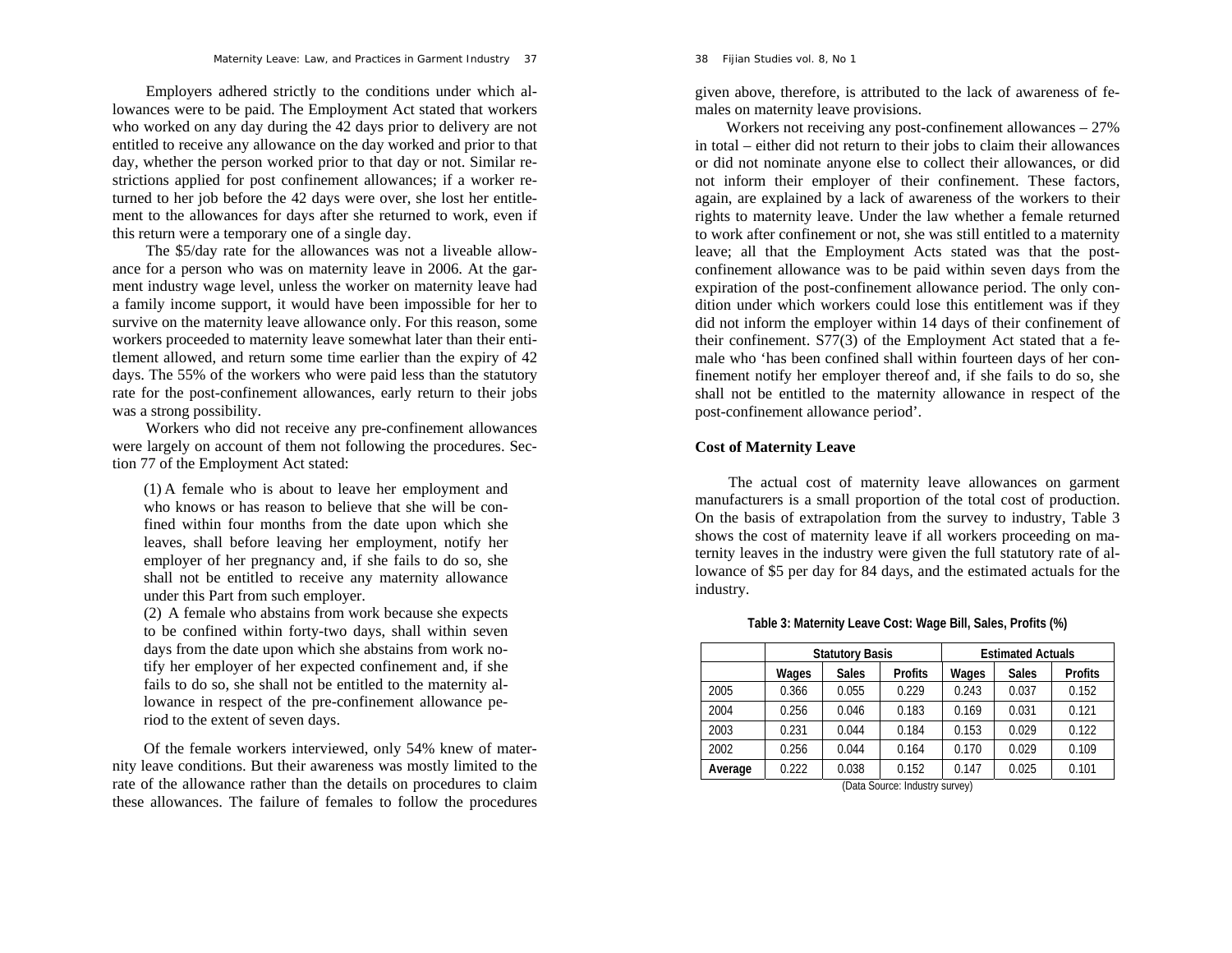Employers adhered strictly to the conditions under which allowances were to be paid. The Employment Act stated that workers who worked on any day during the 42 days prior to delivery are not entitled to receive any allowance on the day worked and prior to that day, whether the person worked prior to that day or not. Similar restrictions applied for post confinement allowances; if a worker returned to her job before the 42 days were over, she lost her entitlement to the allowances for days after she returned to work, even if this return were a temporary one of a single day.

The $5/day rate for the allowances was not a liveable allowance for a person who was on maternity leave in 2006. At the garment industry wage level, unless the worker on maternity leave had a family income support, it would have been impossible for her to survive on the maternity leave allowance only. For this reason, some workers proceeded to maternity leave somewhat later than their entitlement allowed, and return some time earlier than the expiry of 42 days. The 55% of the workers who were paid less than the statutory rate for the post-confinement allowances, early return to their jobs was a strong possibility.

Workers who did not receive any pre-confinement allowances were largely on account of them not following the procedures. Section 77 of the Employment Act stated:

> (1) A female who is about to leave her employment and who knows or has reason to believe that she will be confined within four months from the date upon which she leaves, shall before leaving her employment, notify her employer of her pregnancy and, if she fails to do so, she shall not be entitled to receive any maternity allowance under this Part from such employer.
>
> (2) A female who abstains from work because she expects to be confined within forty-two days, shall within seven days from the date upon which she abstains from work notify her employer of her expected confinement and, if she fails to do so, she shall not be entitled to the maternity allowance in respect of the pre-confinement allowance period to the extent of seven days.

Of the female workers interviewed, only 54% knew of maternity leave conditions. But their awareness was mostly limited to the rate of the allowance rather than the details on procedures to claim these allowances. The failure of females to follow the procedures given above, therefore, is attributed to the lack of awareness of females on maternity leave provisions.

Workers not receiving any post-confinement allowances – 27% in total – either did not return to their jobs to claim their allowances or did not nominate anyone else to collect their allowances, or did not inform their employer of their confinement. These factors, again, are explained by a lack of awareness of the workers to their rights to maternity leave. Under the law whether a female returned to work after confinement or not, she was still entitled to a maternity leave; all that the Employment Acts stated was that the post-confinement allowance was to be paid within seven days from the expiration of the post-confinement allowance period. The only condition under which workers could lose this entitlement was if they did not inform the employer within 14 days of their confinement of their confinement. S77(3) of the Employment Act stated that a female who 'has been confined shall within fourteen days of her confinement notify her employer thereof and, if she fails to do so, she shall not be entitled to the maternity allowance in respect of the post-confinement allowance period'.

### Cost of Maternity Leave

The actual cost of maternity leave allowances on garment manufacturers is a small proportion of the total cost of production. On the basis of extrapolation from the survey to industry, Table 3 shows the cost of maternity leave if all workers proceeding on maternity leaves in the industry were given the full statutory rate of allowance of $5 per day for 84 days, and the estimated actuals for the industry.

**Table 3: Maternity Leave Cost: Wage Bill, Sales, Profits (%)**

| | Statutory Basis | | | Estimated Actuals | | |
|---|---|---|---|---|---|---|
| | Wages | Sales | Profits | Wages | Sales | Profits |
| 2005 | 0.366 | 0.055 | 0.229 | 0.243 | 0.037 | 0.152 |
| 2004 | 0.256 | 0.046 | 0.183 | 0.169 | 0.031 | 0.121 |
| 2003 | 0.231 | 0.044 | 0.184 | 0.153 | 0.029 | 0.122 |
| 2002 | 0.256 | 0.044 | 0.164 | 0.170 | 0.029 | 0.109 |
| **Average** | 0.222 | 0.038 | 0.152 | 0.147 | 0.025 | 0.101 |

(Data Source: Industry survey)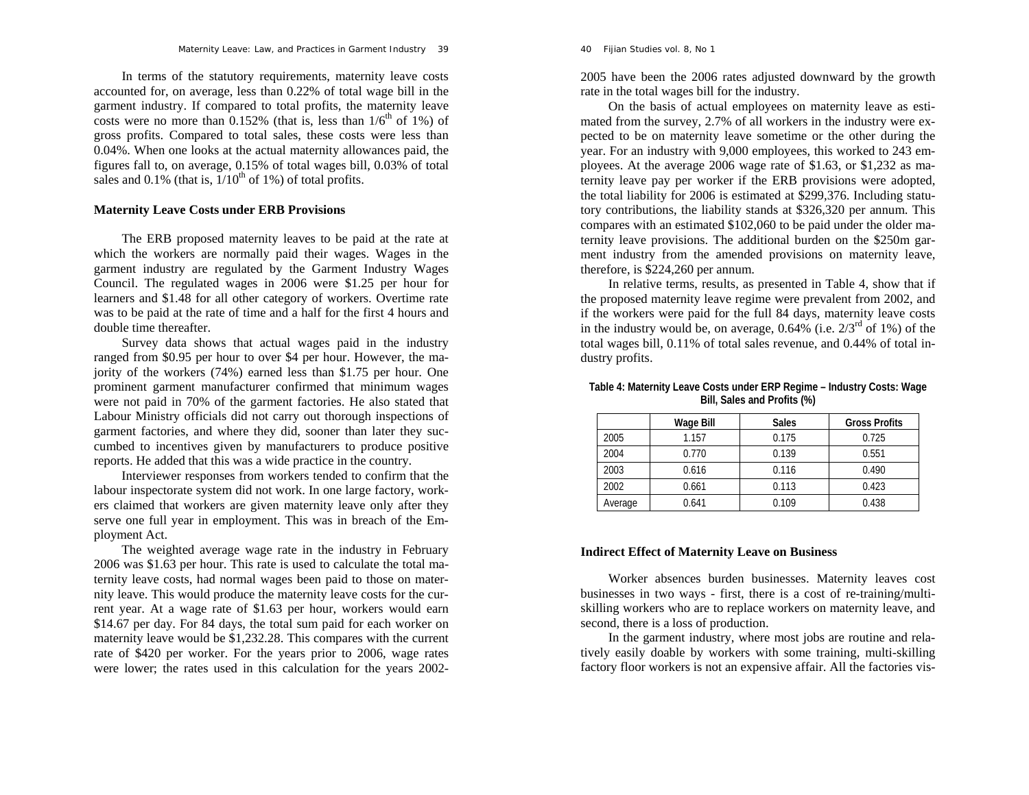In terms of the statutory requirements, maternity leave costs accounted for, on average, less than 0.22% of total wage bill in the garment industry. If compared to total profits, the maternity leave costs were no more than 0.152% (that is, less than $1/6^{th}$ of 1%) of gross profits. Compared to total sales, these costs were less than 0.04%. When one looks at the actual maternity allowances paid, the figures fall to, on average, 0.15% of total wages bill, 0.03% of total sales and 0.1% (that is, $1/10^{th}$ of 1%) of total profits.

### Maternity Leave Costs under ERB Provisions

The ERB proposed maternity leaves to be paid at the rate at which the workers are normally paid their wages. Wages in the garment industry are regulated by the Garment Industry Wages Council. The regulated wages in 2006 were $1.25 per hour for learners and $1.48 for all other category of workers. Overtime rate was to be paid at the rate of time and a half for the first 4 hours and double time thereafter.

Survey data shows that actual wages paid in the industry ranged from $0.95 per hour to over $4 per hour. However, the majority of the workers (74%) earned less than $1.75 per hour. One prominent garment manufacturer confirmed that minimum wages were not paid in 70% of the garment factories. He also stated that Labour Ministry officials did not carry out thorough inspections of garment factories, and where they did, sooner than later they succumbed to incentives given by manufacturers to produce positive reports. He added that this was a wide practice in the country.

Interviewer responses from workers tended to confirm that the labour inspectorate system did not work. In one large factory, workers claimed that workers are given maternity leave only after they serve one full year in employment. This was in breach of the Employment Act.

The weighted average wage rate in the industry in February 2006 was $1.63 per hour. This rate is used to calculate the total maternity leave costs, had normal wages been paid to those on maternity leave. This would produce the maternity leave costs for the current year. At a wage rate of $1.63 per hour, workers would earn $14.67 per day. For 84 days, the total sum paid for each worker on maternity leave would be $1,232.28. This compares with the current rate of $420 per worker. For the years prior to 2006, wage rates were lower; the rates used in this calculation for the years 2002-2005 have been the 2006 rates adjusted downward by the growth rate in the total wages bill for the industry.

On the basis of actual employees on maternity leave as estimated from the survey, 2.7% of all workers in the industry were expected to be on maternity leave sometime or the other during the year. For an industry with 9,000 employees, this worked to 243 employees. At the average 2006 wage rate of $1.63, or $1,232 as maternity leave pay per worker if the ERB provisions were adopted, the total liability for 2006 is estimated at $299,376. Including statutory contributions, the liability stands at $326,320 per annum. This compares with an estimated $102,060 to be paid under the older maternity leave provisions. The additional burden on the $250m garment industry from the amended provisions on maternity leave, therefore, is $224,260 per annum.

In relative terms, results, as presented in Table 4, show that if the proposed maternity leave regime were prevalent from 2002, and if the workers were paid for the full 84 days, maternity leave costs in the industry would be, on average, 0.64% (i.e. $2/3^{rd}$ of 1%) of the total wages bill, 0.11% of total sales revenue, and 0.44% of total industry profits.

**Table 4: Maternity Leave Costs under ERP Regime – Industry Costs: Wage Bill, Sales and Profits (%)**

| | Wage Bill | Sales | Gross Profits |
|---|---|---|---|
| 2005 | 1.157 | 0.175 | 0.725 |
| 2004 | 0.770 | 0.139 | 0.551 |
| 2003 | 0.616 | 0.116 | 0.490 |
| 2002 | 0.661 | 0.113 | 0.423 |
| Average | 0.641 | 0.109 | 0.438 |

### Indirect Effect of Maternity Leave on Business

Worker absences burden businesses. Maternity leaves cost businesses in two ways - first, there is a cost of re-training/multi-skilling workers who are to replace workers on maternity leave, and second, there is a loss of production.

In the garment industry, where most jobs are routine and relatively easily doable by workers with some training, multi-skilling factory floor workers is not an expensive affair. All the factories vis-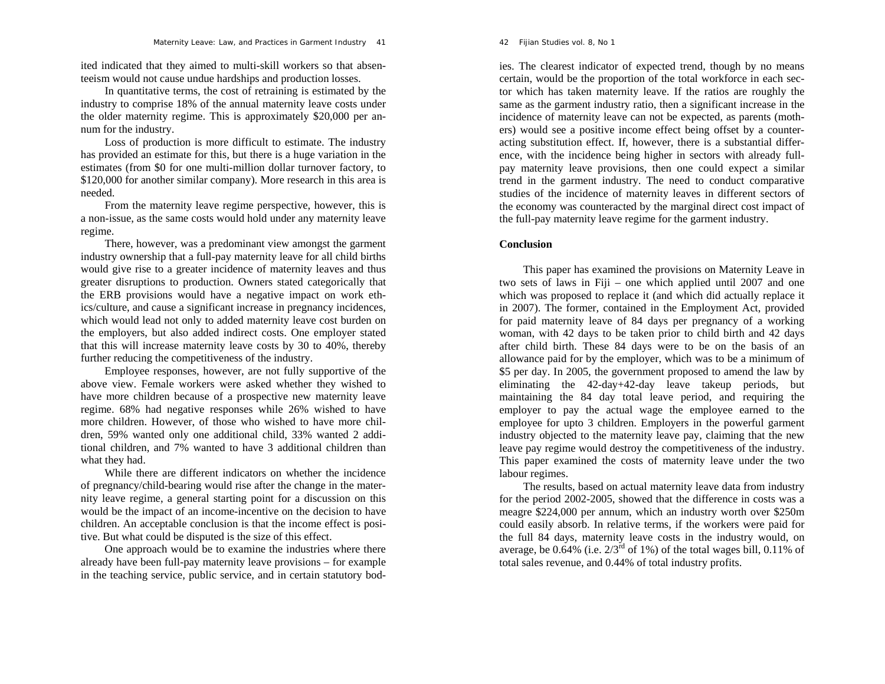ited indicated that they aimed to multi-skill workers so that absenteeism would not cause undue hardships and production losses.

In quantitative terms, the cost of retraining is estimated by the industry to comprise 18% of the annual maternity leave costs under the older maternity regime. This is approximately $20,000 per annum for the industry.

Loss of production is more difficult to estimate. The industry has provided an estimate for this, but there is a huge variation in the estimates (from $0 for one multi-million dollar turnover factory, to $120,000 for another similar company). More research in this area is needed.

From the maternity leave regime perspective, however, this is a non-issue, as the same costs would hold under any maternity leave regime.

There, however, was a predominant view amongst the garment industry ownership that a full-pay maternity leave for all child births would give rise to a greater incidence of maternity leaves and thus greater disruptions to production. Owners stated categorically that the ERB provisions would have a negative impact on work ethics/culture, and cause a significant increase in pregnancy incidences, which would lead not only to added maternity leave cost burden on the employers, but also added indirect costs. One employer stated that this will increase maternity leave costs by 30 to 40%, thereby further reducing the competitiveness of the industry.

Employee responses, however, are not fully supportive of the above view. Female workers were asked whether they wished to have more children because of a prospective new maternity leave regime. 68% had negative responses while 26% wished to have more children. However, of those who wished to have more children, 59% wanted only one additional child, 33% wanted 2 additional children, and 7% wanted to have 3 additional children than what they had.

While there are different indicators on whether the incidence of pregnancy/child-bearing would rise after the change in the maternity leave regime, a general starting point for a discussion on this would be the impact of an income-incentive on the decision to have children. An acceptable conclusion is that the income effect is positive. But what could be disputed is the size of this effect.

One approach would be to examine the industries where there already have been full-pay maternity leave provisions – for example in the teaching service, public service, and in certain statutory bodies. The clearest indicator of expected trend, though by no means certain, would be the proportion of the total workforce in each sector which has taken maternity leave. If the ratios are roughly the same as the garment industry ratio, then a significant increase in the incidence of maternity leave can not be expected, as parents (mothers) would see a positive income effect being offset by a counteracting substitution effect. If, however, there is a substantial difference, with the incidence being higher in sectors with already full-pay maternity leave provisions, then one could expect a similar trend in the garment industry. The need to conduct comparative studies of the incidence of maternity leaves in different sectors of the economy was counteracted by the marginal direct cost impact of the full-pay maternity leave regime for the garment industry.

## Conclusion

This paper has examined the provisions on Maternity Leave in two sets of laws in Fiji – one which applied until 2007 and one which was proposed to replace it (and which did actually replace it in 2007). The former, contained in the Employment Act, provided for paid maternity leave of 84 days per pregnancy of a working woman, with 42 days to be taken prior to child birth and 42 days after child birth. These 84 days were to be on the basis of an allowance paid for by the employer, which was to be a minimum of $5 per day. In 2005, the government proposed to amend the law by eliminating the 42-day+42-day leave takeup periods, but maintaining the 84 day total leave period, and requiring the employer to pay the actual wage the employee earned to the employee for upto 3 children. Employers in the powerful garment industry objected to the maternity leave pay, claiming that the new leave pay regime would destroy the competitiveness of the industry. This paper examined the costs of maternity leave under the two labour regimes.

The results, based on actual maternity leave data from industry for the period 2002-2005, showed that the difference in costs was a meagre $224,000 per annum, which an industry worth over $250m could easily absorb. In relative terms, if the workers were paid for the full 84 days, maternity leave costs in the industry would, on average, be 0.64% (i.e. 2/3rd of 1%) of the total wages bill, 0.11% of total sales revenue, and 0.44% of total industry profits.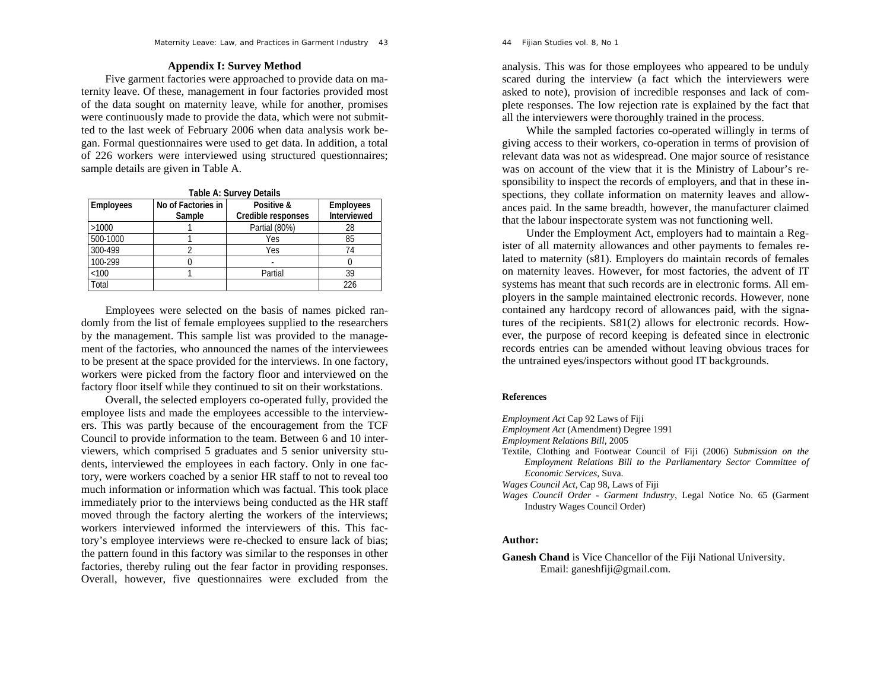## Appendix I: Survey Method

Five garment factories were approached to provide data on maternity leave. Of these, management in four factories provided most of the data sought on maternity leave, while for another, promises were continuously made to provide the data, which were not submitted to the last week of February 2006 when data analysis work began. Formal questionnaires were used to get data. In addition, a total of 226 workers were interviewed using structured questionnaires; sample details are given in Table A.

**Table A: Survey Details**

| Employees | No of Factories in Sample | Positive & Credible responses | Employees Interviewed |
|---|---|---|---|
| >1000 | 1 | Partial (80%) | 28 |
| 500-1000 | 1 | Yes | 85 |
| 300-499 | 2 | Yes | 74 |
| 100-299 | 0 | - | 0 |
| <100 | 1 | Partial | 39 |
| Total | | | 226 |

Employees were selected on the basis of names picked randomly from the list of female employees supplied to the researchers by the management. This sample list was provided to the management of the factories, who announced the names of the interviewees to be present at the space provided for the interviews. In one factory, workers were picked from the factory floor and interviewed on the factory floor itself while they continued to sit on their workstations.

Overall, the selected employers co-operated fully, provided the employee lists and made the employees accessible to the interviewers. This was partly because of the encouragement from the TCF Council to provide information to the team. Between 6 and 10 interviewers, which comprised 5 graduates and 5 senior university students, interviewed the employees in each factory. Only in one factory, were workers coached by a senior HR staff to not to reveal too much information or information which was factual. This took place immediately prior to the interviews being conducted as the HR staff moved through the factory alerting the workers of the interviews; workers interviewed informed the interviewers of this. This factory's employee interviews were re-checked to ensure lack of bias; the pattern found in this factory was similar to the responses in other factories, thereby ruling out the fear factor in providing responses. Overall, however, five questionnaires were excluded from the analysis. This was for those employees who appeared to be unduly scared during the interview (a fact which the interviewers were asked to note), provision of incredible responses and lack of complete responses. The low rejection rate is explained by the fact that all the interviewers were thoroughly trained in the process.

While the sampled factories co-operated willingly in terms of giving access to their workers, co-operation in terms of provision of relevant data was not as widespread. One major source of resistance was on account of the view that it is the Ministry of Labour's responsibility to inspect the records of employers, and that in these inspections, they collate information on maternity leaves and allowances paid. In the same breadth, however, the manufacturer claimed that the labour inspectorate system was not functioning well.

Under the Employment Act, employers had to maintain a Register of all maternity allowances and other payments to females related to maternity (s81). Employers do maintain records of females on maternity leaves. However, for most factories, the advent of IT systems has meant that such records are in electronic forms. All employers in the sample maintained electronic records. However, none contained any hardcopy record of allowances paid, with the signatures of the recipients. S81(2) allows for electronic records. However, the purpose of record keeping is defeated since in electronic records entries can be amended without leaving obvious traces for the untrained eyes/inspectors without good IT backgrounds.

### References

*Employment Act* Cap 92 Laws of Fiji

*Employment Act* (Amendment) Degree 1991

*Employment Relations Bill*, 2005

Textile, Clothing and Footwear Council of Fiji (2006) *Submission on the Employment Relations Bill to the Parliamentary Sector Committee of Economic Services*, Suva.

*Wages Council Act*, Cap 98, Laws of Fiji

*Wages Council Order - Garment Industry*, Legal Notice No. 65 (Garment Industry Wages Council Order)

### Author:

**Ganesh Chand** is Vice Chancellor of the Fiji National University. Email: ganeshfiji@gmail.com.